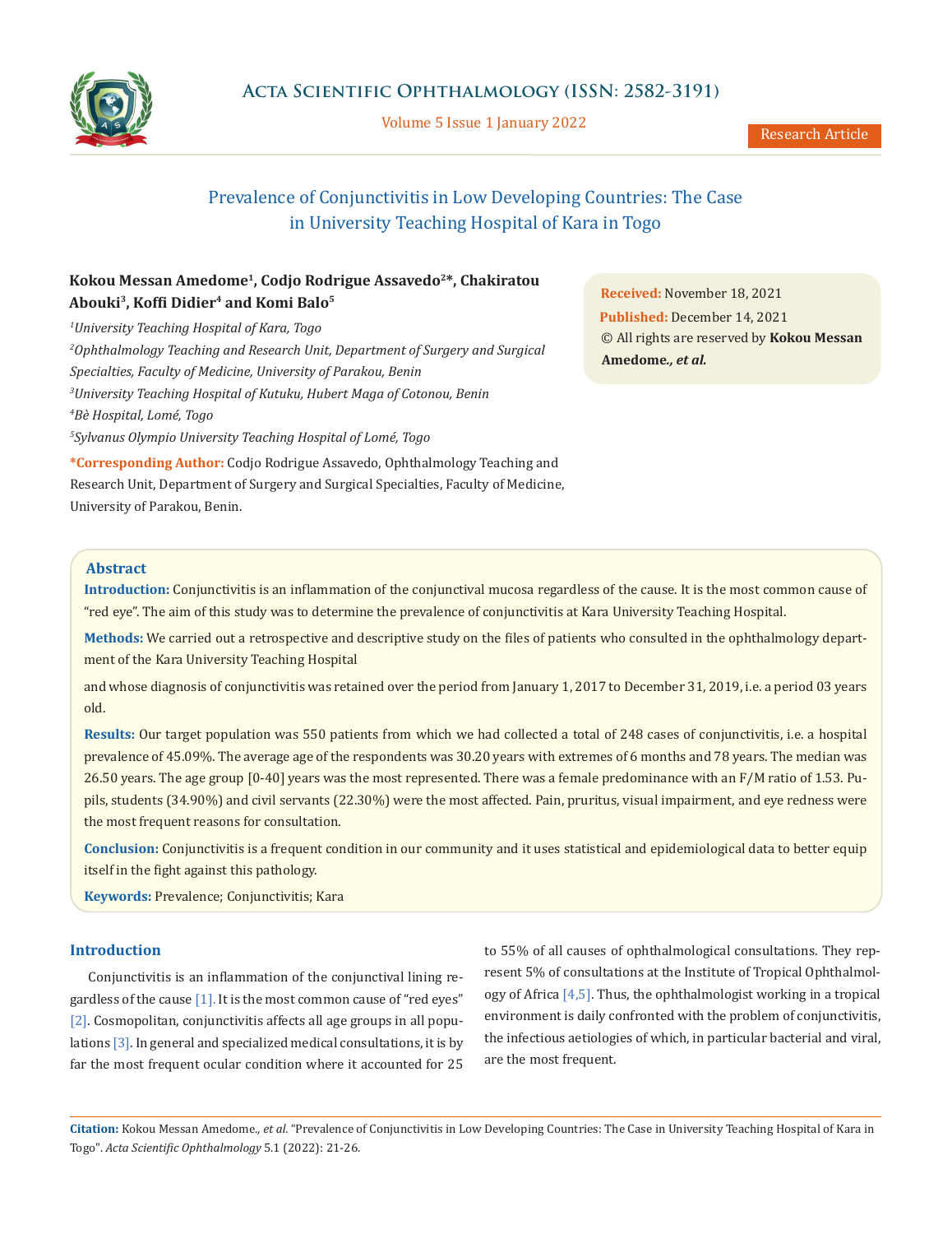# Prevalence of Conjunctivitis in Low Developing Countries: The Case in University Teaching Hospital of Kara in Togo

**Kokou Messan Amedome[1], Codjo Rodrigue Assavedo[2]*, Chakiratou Abouki[3], Koffi Didier[4] and Komi Balo[5]**

*[1]University Teaching Hospital of Kara, Togo*

*[2]Ophthalmology Teaching and Research Unit, Department of Surgery and Surgical Specialties, Faculty of Medicine, University of Parakou, Benin*

*[3]University Teaching Hospital of Kutuku, Hubert Maga of Cotonou, Benin*

*[4]Bè Hospital, Lomé, Togo*

*[5]Sylvanus Olympio University Teaching Hospital of Lomé, Togo*

**\*Corresponding Author:** Codjo Rodrigue Assavedo, Ophthalmology Teaching and Research Unit, Department of Surgery and Surgical Specialties, Faculty of Medicine, University of Parakou, Benin.

**Received:** November 18, 2021
**Published:** December 14, 2021
© All rights are reserved by **Kokou Messan Amedome*., et al.***

## Abstract

**Introduction:** Conjunctivitis is an inflammation of the conjunctival mucosa regardless of the cause. It is the most common cause of "red eye". The aim of this study was to determine the prevalence of conjunctivitis at Kara University Teaching Hospital.

**Methods:** We carried out a retrospective and descriptive study on the files of patients who consulted in the ophthalmology department of the Kara University Teaching Hospital

and whose diagnosis of conjunctivitis was retained over the period from January 1, 2017 to December 31, 2019, i.e. a period 03 years old.

**Results:** Our target population was 550 patients from which we had collected a total of 248 cases of conjunctivitis, i.e. a hospital prevalence of 45.09%. The average age of the respondents was 30.20 years with extremes of 6 months and 78 years. The median was 26.50 years. The age group [0-40] years was the most represented. There was a female predominance with an F/M ratio of 1.53. Pupils, students (34.90%) and civil servants (22.30%) were the most affected. Pain, pruritus, visual impairment, and eye redness were the most frequent reasons for consultation.

**Conclusion:** Conjunctivitis is a frequent condition in our community and it uses statistical and epidemiological data to better equip itself in the fight against this pathology.

**Keywords:** Prevalence; Conjunctivitis; Kara

## Introduction

Conjunctivitis is an inflammation of the conjunctival lining regardless of the cause [1]. It is the most common cause of "red eyes" [2]. Cosmopolitan, conjunctivitis affects all age groups in all populations [3]. In general and specialized medical consultations, it is by far the most frequent ocular condition where it accounted for 25 to 55% of all causes of ophthalmological consultations. They represent 5% of consultations at the Institute of Tropical Ophthalmology of Africa [4,5]. Thus, the ophthalmologist working in a tropical environment is daily confronted with the problem of conjunctivitis, the infectious aetiologies of which, in particular bacterial and viral, are the most frequent.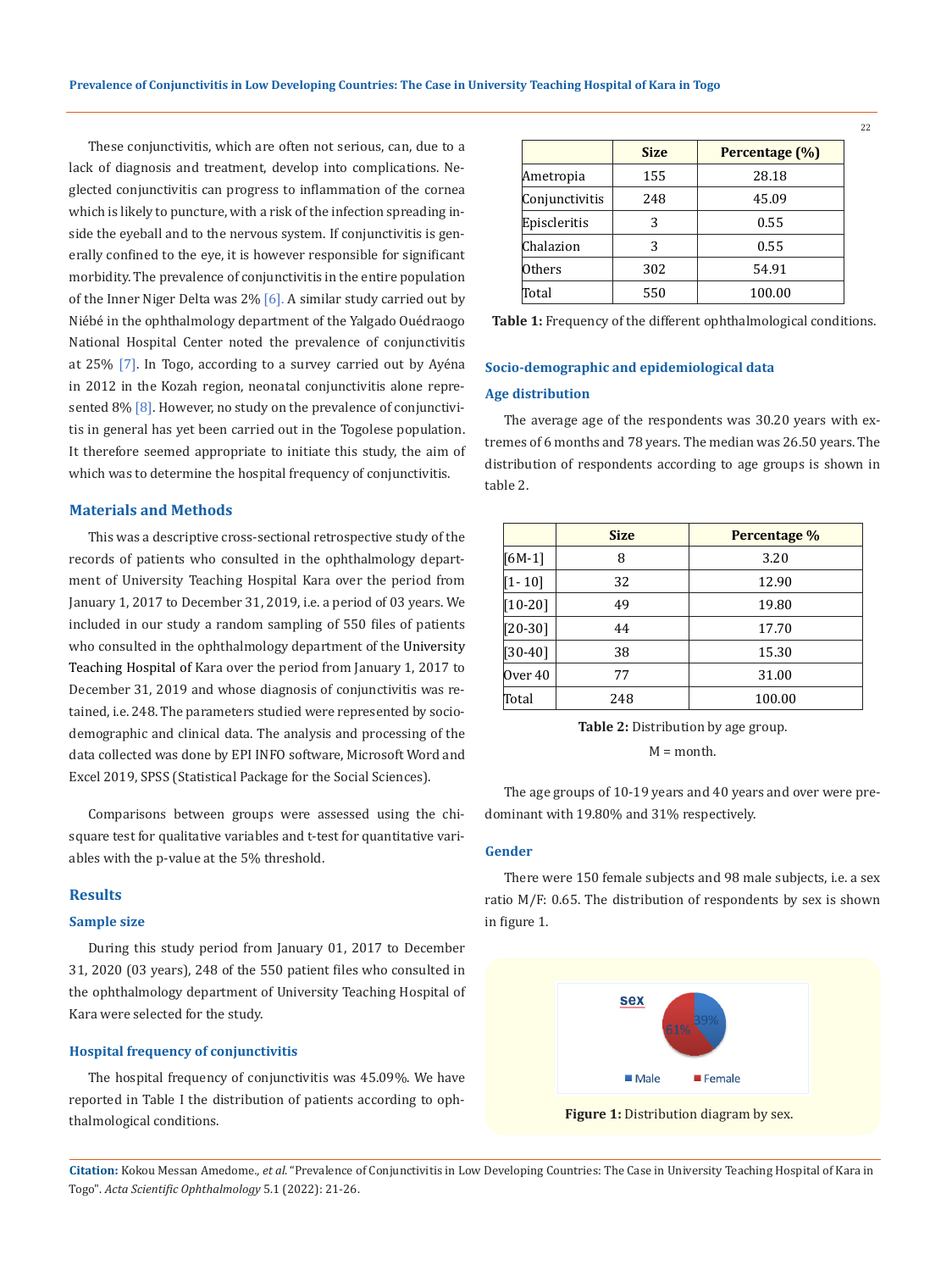These conjunctivitis, which are often not serious, can, due to a lack of diagnosis and treatment, develop into complications. Neglected conjunctivitis can progress to inflammation of the cornea which is likely to puncture, with a risk of the infection spreading inside the eyeball and to the nervous system. If conjunctivitis is generally confined to the eye, it is however responsible for significant morbidity. The prevalence of conjunctivitis in the entire population of the Inner Niger Delta was 2% [6]. A similar study carried out by Niébé in the ophthalmology department of the Yalgado Ouédraogo National Hospital Center noted the prevalence of conjunctivitis at 25% [7]. In Togo, according to a survey carried out by Ayéna in 2012 in the Kozah region, neonatal conjunctivitis alone represented 8% [8]. However, no study on the prevalence of conjunctivitis in general has yet been carried out in the Togolese population. It therefore seemed appropriate to initiate this study, the aim of which was to determine the hospital frequency of conjunctivitis.

## Materials and Methods

This was a descriptive cross-sectional retrospective study of the records of patients who consulted in the ophthalmology department of University Teaching Hospital Kara over the period from January 1, 2017 to December 31, 2019, i.e. a period of 03 years. We included in our study a random sampling of 550 files of patients who consulted in the ophthalmology department of the University Teaching Hospital of Kara over the period from January 1, 2017 to December 31, 2019 and whose diagnosis of conjunctivitis was retained, i.e. 248. The parameters studied were represented by socio-demographic and clinical data. The analysis and processing of the data collected was done by EPI INFO software, Microsoft Word and Excel 2019, SPSS (Statistical Package for the Social Sciences).

Comparisons between groups were assessed using the chi-square test for qualitative variables and t-test for quantitative variables with the p-value at the 5% threshold.

## Results

### Sample size

During this study period from January 01, 2017 to December 31, 2020 (03 years), 248 of the 550 patient files who consulted in the ophthalmology department of University Teaching Hospital of Kara were selected for the study.

### Hospital frequency of conjunctivitis

The hospital frequency of conjunctivitis was 45.09%. We have reported in Table I the distribution of patients according to ophthalmological conditions.

| | Size | Percentage (%) |
|---|---|---|
| Ametropia | 155 | 28.18 |
| Conjunctivitis | 248 | 45.09 |
| Episcleritis | 3 | 0.55 |
| Chalazion | 3 | 0.55 |
| Others | 302 | 54.91 |
| Total | 550 | 100.00 |

**Table 1:** Frequency of the different ophthalmological conditions.

### Socio-demographic and epidemiological data

### Age distribution

The average age of the respondents was 30.20 years with extremes of 6 months and 78 years. The median was 26.50 years. The distribution of respondents according to age groups is shown in table 2.

| | Size | Percentage % |
|---|---|---|
| [6M-1] | 8 | 3.20 |
| [1- 10] | 32 | 12.90 |
| [10-20] | 49 | 19.80 |
| [20-30] | 44 | 17.70 |
| [30-40] | 38 | 15.30 |
| Over 40 | 77 | 31.00 |
| Total | 248 | 100.00 |

**Table 2:** Distribution by age group.

M = month.

The age groups of 10-19 years and 40 years and over were predominant with 19.80% and 31% respectively.

### Gender

There were 150 female subjects and 98 male subjects, i.e. a sex ratio M/F: 0.65. The distribution of respondents by sex is shown in figure 1.

**Figure 1:** Distribution diagram by sex.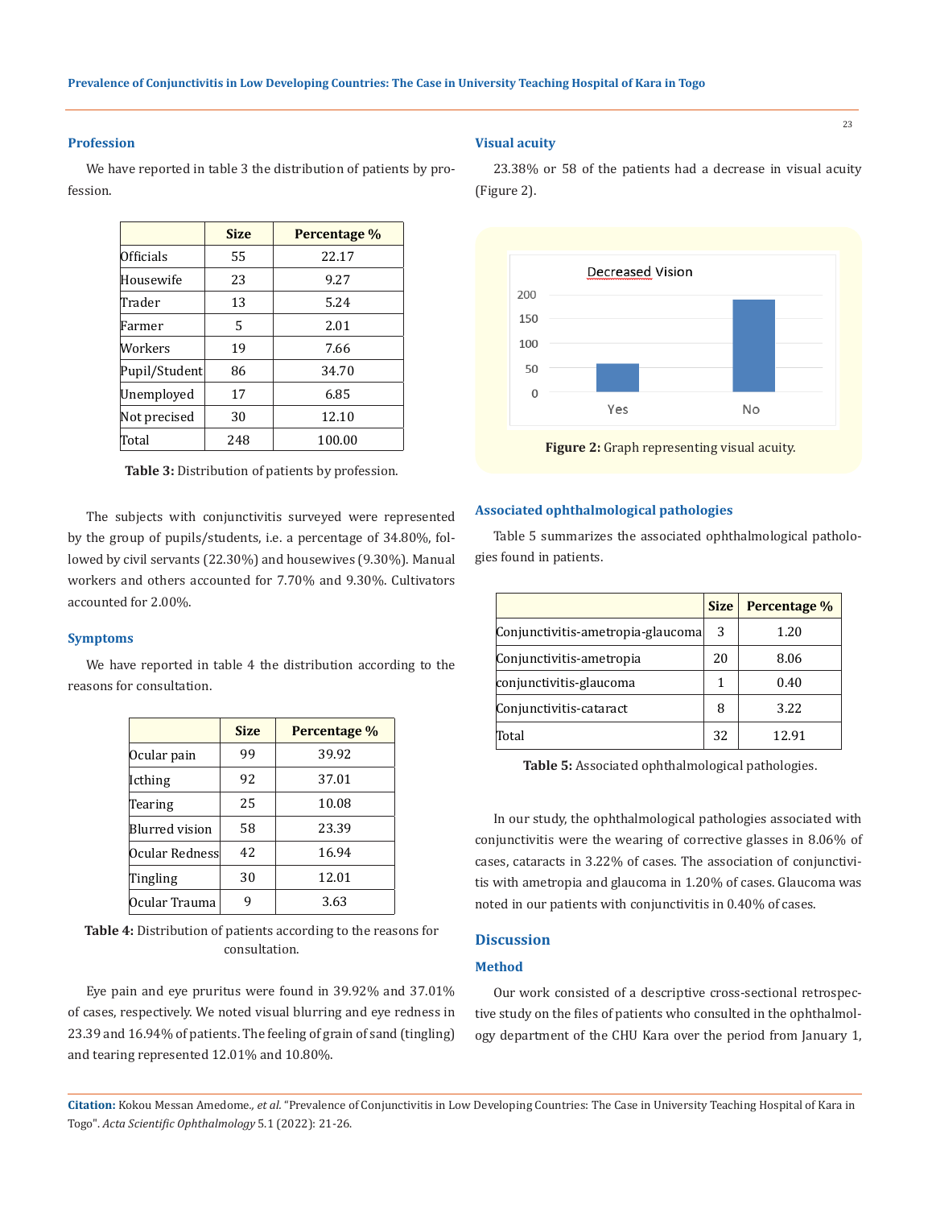### Profession

We have reported in table 3 the distribution of patients by profession.

| | Size | Percentage % |
|---|---|---|
| Officials | 55 | 22.17 |
| Housewife | 23 | 9.27 |
| Trader | 13 | 5.24 |
| Farmer | 5 | 2.01 |
| Workers | 19 | 7.66 |
| Pupil/Student | 86 | 34.70 |
| Unemployed | 17 | 6.85 |
| Not precised | 30 | 12.10 |
| Total | 248 | 100.00 |

**Table 3:** Distribution of patients by profession.

The subjects with conjunctivitis surveyed were represented by the group of pupils/students, i.e. a percentage of 34.80%, followed by civil servants (22.30%) and housewives (9.30%). Manual workers and others accounted for 7.70% and 9.30%. Cultivators accounted for 2.00%.

### Symptoms

We have reported in table 4 the distribution according to the reasons for consultation.

| | Size | Percentage % |
|---|---|---|
| Ocular pain | 99 | 39.92 |
| Icthing | 92 | 37.01 |
| Tearing | 25 | 10.08 |
| Blurred vision | 58 | 23.39 |
| Ocular Redness | 42 | 16.94 |
| Tingling | 30 | 12.01 |
| Ocular Trauma | 9 | 3.63 |

**Table 4:** Distribution of patients according to the reasons for consultation.

Eye pain and eye pruritus were found in 39.92% and 37.01% of cases, respectively. We noted visual blurring and eye redness in 23.39 and 16.94% of patients. The feeling of grain of sand (tingling) and tearing represented 12.01% and 10.80%.

### Visual acuity

23.38% or 58 of the patients had a decrease in visual acuity (Figure 2).

**Figure 2:** Graph representing visual acuity.

### Associated ophthalmological pathologies

Table 5 summarizes the associated ophthalmological pathologies found in patients.

| | Size | Percentage % |
|---|---|---|
| Conjunctivitis-ametropia-glaucoma | 3 | 1.20 |
| Conjunctivitis-ametropia | 20 | 8.06 |
| conjunctivitis-glaucoma | 1 | 0.40 |
| Conjunctivitis-cataract | 8 | 3.22 |
| Total | 32 | 12.91 |

**Table 5:** Associated ophthalmological pathologies.

In our study, the ophthalmological pathologies associated with conjunctivitis were the wearing of corrective glasses in 8.06% of cases, cataracts in 3.22% of cases. The association of conjunctivitis with ametropia and glaucoma in 1.20% of cases. Glaucoma was noted in our patients with conjunctivitis in 0.40% of cases.

## Discussion

### Method

Our work consisted of a descriptive cross-sectional retrospective study on the files of patients who consulted in the ophthalmology department of the CHU Kara over the period from January 1,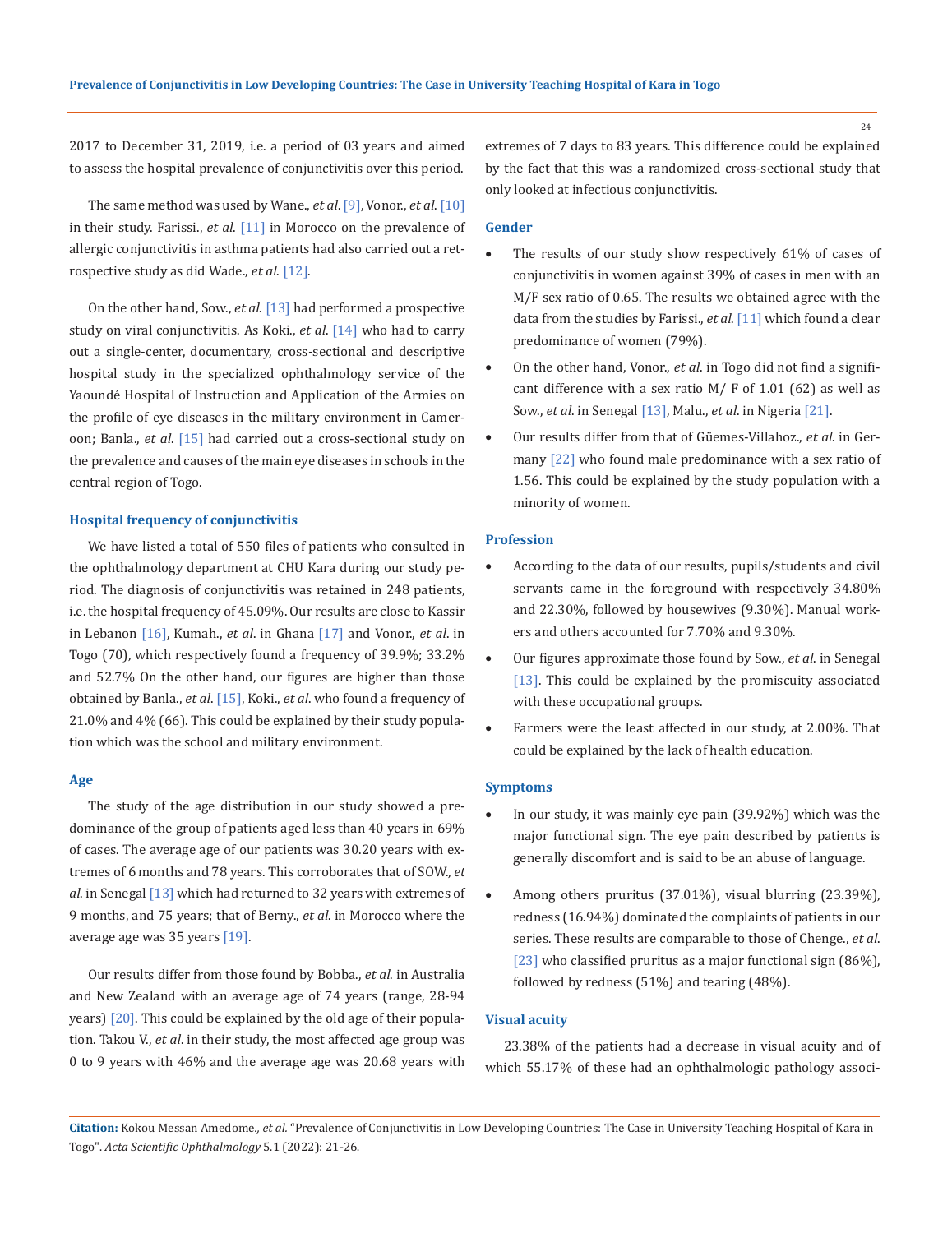2017 to December 31, 2019, i.e. a period of 03 years and aimed to assess the hospital prevalence of conjunctivitis over this period.

The same method was used by Wane., *et al*. [9], Vonor., *et al*. [10] in their study. Farissi., *et al*. [11] in Morocco on the prevalence of allergic conjunctivitis in asthma patients had also carried out a retrospective study as did Wade., *et al*. [12].

On the other hand, Sow., *et al*. [13] had performed a prospective study on viral conjunctivitis. As Koki., *et al*. [14] who had to carry out a single-center, documentary, cross-sectional and descriptive hospital study in the specialized ophthalmology service of the Yaoundé Hospital of Instruction and Application of the Armies on the profile of eye diseases in the military environment in Cameroon; Banla., *et al*. [15] had carried out a cross-sectional study on the prevalence and causes of the main eye diseases in schools in the central region of Togo.

### Hospital frequency of conjunctivitis

We have listed a total of 550 files of patients who consulted in the ophthalmology department at CHU Kara during our study period. The diagnosis of conjunctivitis was retained in 248 patients, i.e. the hospital frequency of 45.09%. Our results are close to Kassir in Lebanon [16], Kumah., *et al*. in Ghana [17] and Vonor., *et al*. in Togo (70), which respectively found a frequency of 39.9%; 33.2% and 52.7% On the other hand, our figures are higher than those obtained by Banla., *et al*. [15], Koki., *et al*. who found a frequency of 21.0% and 4% (66). This could be explained by their study population which was the school and military environment.

### Age

The study of the age distribution in our study showed a predominance of the group of patients aged less than 40 years in 69% of cases. The average age of our patients was 30.20 years with extremes of 6 months and 78 years. This corroborates that of SOW., *et al*. in Senegal [13] which had returned to 32 years with extremes of 9 months, and 75 years; that of Berny., *et al*. in Morocco where the average age was 35 years [19].

Our results differ from those found by Bobba., *et al*. in Australia and New Zealand with an average age of 74 years (range, 28-94 years) [20]. This could be explained by the old age of their population. Takou V., *et al*. in their study, the most affected age group was 0 to 9 years with 46% and the average age was 20.68 years with extremes of 7 days to 83 years. This difference could be explained by the fact that this was a randomized cross-sectional study that only looked at infectious conjunctivitis.

### Gender

- The results of our study show respectively 61% of cases of conjunctivitis in women against 39% of cases in men with an M/F sex ratio of 0.65. The results we obtained agree with the data from the studies by Farissi., *et al*. [11] which found a clear predominance of women (79%).
- On the other hand, Vonor., *et al*. in Togo did not find a significant difference with a sex ratio M/ F of 1.01 (62) as well as Sow., *et al*. in Senegal [13], Malu., *et al*. in Nigeria [21].
- Our results differ from that of Güemes-Villahoz., *et al*. in Germany [22] who found male predominance with a sex ratio of 1.56. This could be explained by the study population with a minority of women.

### Profession

- According to the data of our results, pupils/students and civil servants came in the foreground with respectively 34.80% and 22.30%, followed by housewives (9.30%). Manual workers and others accounted for 7.70% and 9.30%.
- Our figures approximate those found by Sow., *et al*. in Senegal [13]. This could be explained by the promiscuity associated with these occupational groups.
- Farmers were the least affected in our study, at 2.00%. That could be explained by the lack of health education.

### Symptoms

- In our study, it was mainly eye pain (39.92%) which was the major functional sign. The eye pain described by patients is generally discomfort and is said to be an abuse of language.
- Among others pruritus (37.01%), visual blurring (23.39%), redness (16.94%) dominated the complaints of patients in our series. These results are comparable to those of Chenge., *et al*. [23] who classified pruritus as a major functional sign (86%), followed by redness (51%) and tearing (48%).

### Visual acuity

23.38% of the patients had a decrease in visual acuity and of which 55.17% of these had an ophthalmologic pathology associ-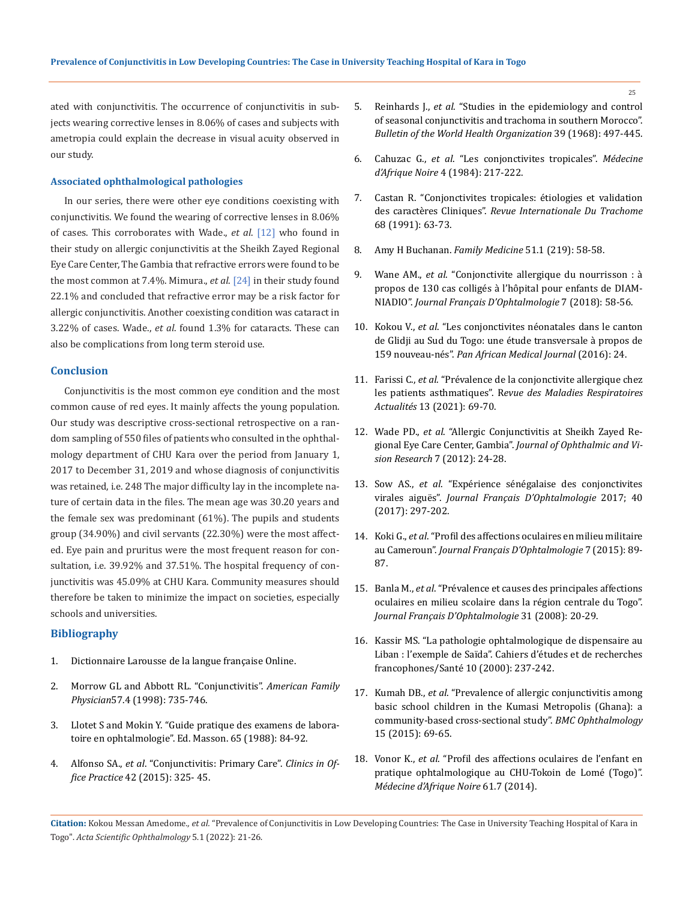ated with conjunctivitis. The occurrence of conjunctivitis in subjects wearing corrective lenses in 8.06% of cases and subjects with ametropia could explain the decrease in visual acuity observed in our study.

### Associated ophthalmological pathologies

In our series, there were other eye conditions coexisting with conjunctivitis. We found the wearing of corrective lenses in 8.06% of cases. This corroborates with Wade., *et al*. [12] who found in their study on allergic conjunctivitis at the Sheikh Zayed Regional Eye Care Center, The Gambia that refractive errors were found to be the most common at 7.4%. Mimura., *et al*. [24] in their study found 22.1% and concluded that refractive error may be a risk factor for allergic conjunctivitis. Another coexisting condition was cataract in 3.22% of cases. Wade., *et al*. found 1.3% for cataracts. These can also be complications from long term steroid use.

## Conclusion

Conjunctivitis is the most common eye condition and the most common cause of red eyes. It mainly affects the young population. Our study was descriptive cross-sectional retrospective on a random sampling of 550 files of patients who consulted in the ophthalmology department of CHU Kara over the period from January 1, 2017 to December 31, 2019 and whose diagnosis of conjunctivitis was retained, i.e. 248 The major difficulty lay in the incomplete nature of certain data in the files. The mean age was 30.20 years and the female sex was predominant (61%). The pupils and students group (34.90%) and civil servants (22.30%) were the most affected. Eye pain and pruritus were the most frequent reason for consultation, i.e. 39.92% and 37.51%. The hospital frequency of conjunctivitis was 45.09% at CHU Kara. Community measures should therefore be taken to minimize the impact on societies, especially schools and universities.

## Bibliography

1. Dictionnaire Larousse de la langue française Online.
2. Morrow GL and Abbott RL. "Conjunctivitis". *American Family Physician*57.4 (1998): 735-746.
3. Llotet S and Mokin Y. "Guide pratique des examens de laboratoire en ophtalmologie". Ed. Masson. 65 (1988): 84-92.
4. Alfonso SA., *et al*. "Conjunctivitis: Primary Care". *Clinics in Office Practice* 42 (2015): 325- 45.
5. Reinhards J., *et al*. "Studies in the epidemiology and control of seasonal conjunctivitis and trachoma in southern Morocco". *Bulletin of the World Health Organization* 39 (1968): 497-445.
6. Cahuzac G., *et al*. "Les conjonctivites tropicales". *Médecine d'Afrique Noire* 4 (1984): 217-222.
7. Castan R. "Conjonctivites tropicales: étiologies et validation des caractères Cliniques". *Revue Internationale Du Trachome* 68 (1991): 63-73.
8. Amy H Buchanan. *Family Medicine* 51.1 (219): 58-58.
9. Wane AM., *et al*. "Conjonctivite allergique du nourrisson : à propos de 130 cas colligés à l'hôpital pour enfants de DIAMNIADIO". *Journal Français D'Ophtalmologie* 7 (2018): 58-56.
10. Kokou V., *et al*. "Les conjonctivites néonatales dans le canton de Glidji au Sud du Togo: une étude transversale à propos de 159 nouveau-nés". *Pan African Medical Journal* (2016): 24.
11. Farissi C., *et al*. "Prévalence de la conjonctivite allergique chez les patients asthmatiques". R*evue des Maladies Respiratoires Actualités* 13 (2021): 69-70.
12. Wade PD., *et al*. "Allergic Conjunctivitis at Sheikh Zayed Regional Eye Care Center, Gambia". *Journal of Ophthalmic and Vision Research* 7 (2012): 24-28.
13. Sow AS., *et al*. "Expérience sénégalaise des conjonctivites virales aiguës". *Journal Français D'Ophtalmologie* 2017; 40 (2017): 297-202.
14. Koki G., *et al*. "Profil des affections oculaires en milieu militaire au Cameroun". *Journal Français D'Ophtalmologie* 7 (2015): 89-87.
15. Banla M., *et al*. "Prévalence et causes des principales affections oculaires en milieu scolaire dans la région centrale du Togo". *Journal Français D'Ophtalmologie* 31 (2008): 20-29.
16. Kassir MS. "La pathologie ophtalmologique de dispensaire au Liban : l'exemple de Saïda". Cahiers d'études et de recherches francophones/Santé 10 (2000): 237-242.
17. Kumah DB., *et al*. "Prevalence of allergic conjunctivitis among basic school children in the Kumasi Metropolis (Ghana): a community-based cross-sectional study". *BMC Ophthalmology* 15 (2015): 69-65.
18. Vonor K., *et al*. "Profil des affections oculaires de l'enfant en pratique ophtalmologique au CHU-Tokoin de Lomé (Togo)". *Médecine d'Afrique Noire* 61.7 (2014).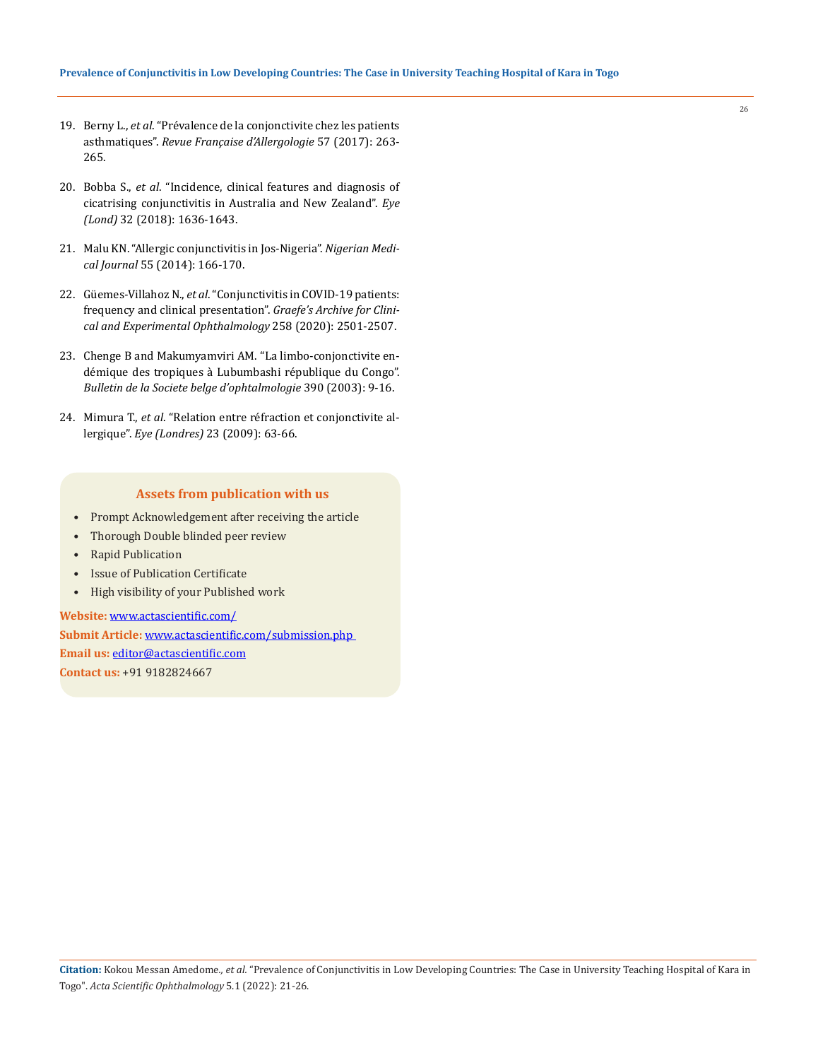19. Berny L., *et al*. "Prévalence de la conjonctivite chez les patients asthmatiques". *Revue Française d'Allergologie* 57 (2017): 263-265.

20. Bobba S., *et al*. "Incidence, clinical features and diagnosis of cicatrising conjunctivitis in Australia and New Zealand". *Eye (Lond)* 32 (2018): 1636-1643.

21. Malu KN. "Allergic conjunctivitis in Jos-Nigeria". *Nigerian Medical Journal* 55 (2014): 166-170.

22. Güemes-Villahoz N., *et al*. "Conjunctivitis in COVID-19 patients: frequency and clinical presentation". *Graefe's Archive for Clinical and Experimental Ophthalmology* 258 (2020): 2501-2507.

23. Chenge B and Makumyamviri AM. "La limbo-conjonctivite endémique des tropiques à Lubumbashi république du Congo". *Bulletin de la Societe belge d'ophtalmologie* 390 (2003): 9-16.

24. Mimura T., *et al*. "Relation entre réfraction et conjonctivite allergique". *Eye (Londres)* 23 (2009): 63-66.

**Assets from publication with us**

- Prompt Acknowledgement after receiving the article
- Thorough Double blinded peer review
- Rapid Publication
- Issue of Publication Certificate
- High visibility of your Published work

**Website:** www.actascientific.com/
**Submit Article:** www.actascientific.com/submission.php
**Email us:** editor@actascientific.com
**Contact us:** +91 9182824667